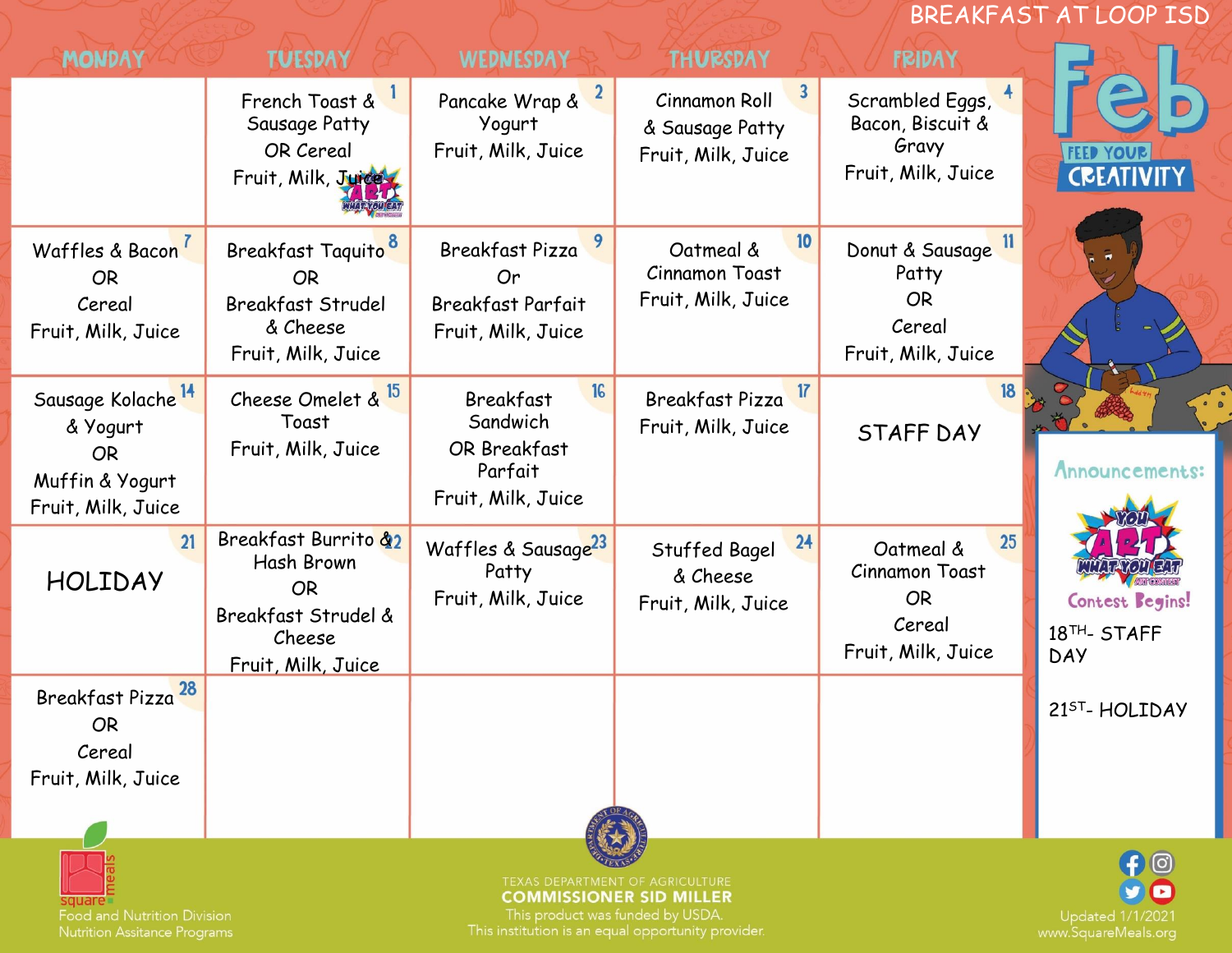# BREAKFAST AT LOOP ISD

## Feb

FEED YOUR CREATIVITY

| MONDAY | TUESDAY | WEDNESDAY | THURSDAY | FRIDAY |
|---|---|---|---|---|
| | 1 French Toast & Sausage Patty OR Cereal Fruit, Milk, Juice | 2 Pancake Wrap & Yogurt Fruit, Milk, Juice | 3 Cinnamon Roll & Sausage Patty Fruit, Milk, Juice | 4 Scrambled Eggs, Bacon, Biscuit & Gravy Fruit, Milk, Juice |
| 7 Waffles & Bacon OR Cereal Fruit, Milk, Juice | 8 Breakfast Taquito OR Breakfast Strudel & Cheese Fruit, Milk, Juice | 9 Breakfast Pizza Or Breakfast Parfait Fruit, Milk, Juice | 10 Oatmeal & Cinnamon Toast Fruit, Milk, Juice | 11 Donut & Sausage Patty OR Cereal Fruit, Milk, Juice |
| 14 Sausage Kolache & Yogurt OR Muffin & Yogurt Fruit, Milk, Juice | 15 Cheese Omelet & Toast Fruit, Milk, Juice | 16 Breakfast Sandwich OR Breakfast Parfait Fruit, Milk, Juice | 17 Breakfast Pizza Fruit, Milk, Juice | 18 STAFF DAY |
| 21 HOLIDAY | 22 Breakfast Burrito & Hash Brown OR Breakfast Strudel & Cheese Fruit, Milk, Juice | 23 Waffles & Sausage Patty Fruit, Milk, Juice | 24 Stuffed Bagel & Cheese Fruit, Milk, Juice | 25 Oatmeal & Cinnamon Toast OR Cereal Fruit, Milk, Juice |
| 28 Breakfast Pizza OR Cereal Fruit, Milk, Juice | | | | |

### Announcements:

YOU ART WHAT YOU EAT ART CONTEST

Contest Begins!

18TH- STAFF DAY

21ST- HOLIDAY

square meals
Food and Nutrition Division
Nutrition Assitance Programs

TEXAS DEPARTMENT OF AGRICULTURE
**COMMISSIONER SID MILLER**
This product was funded by USDA.
This institution is an equal opportunity provider.

Updated 1/1/2021
www.SquareMeals.org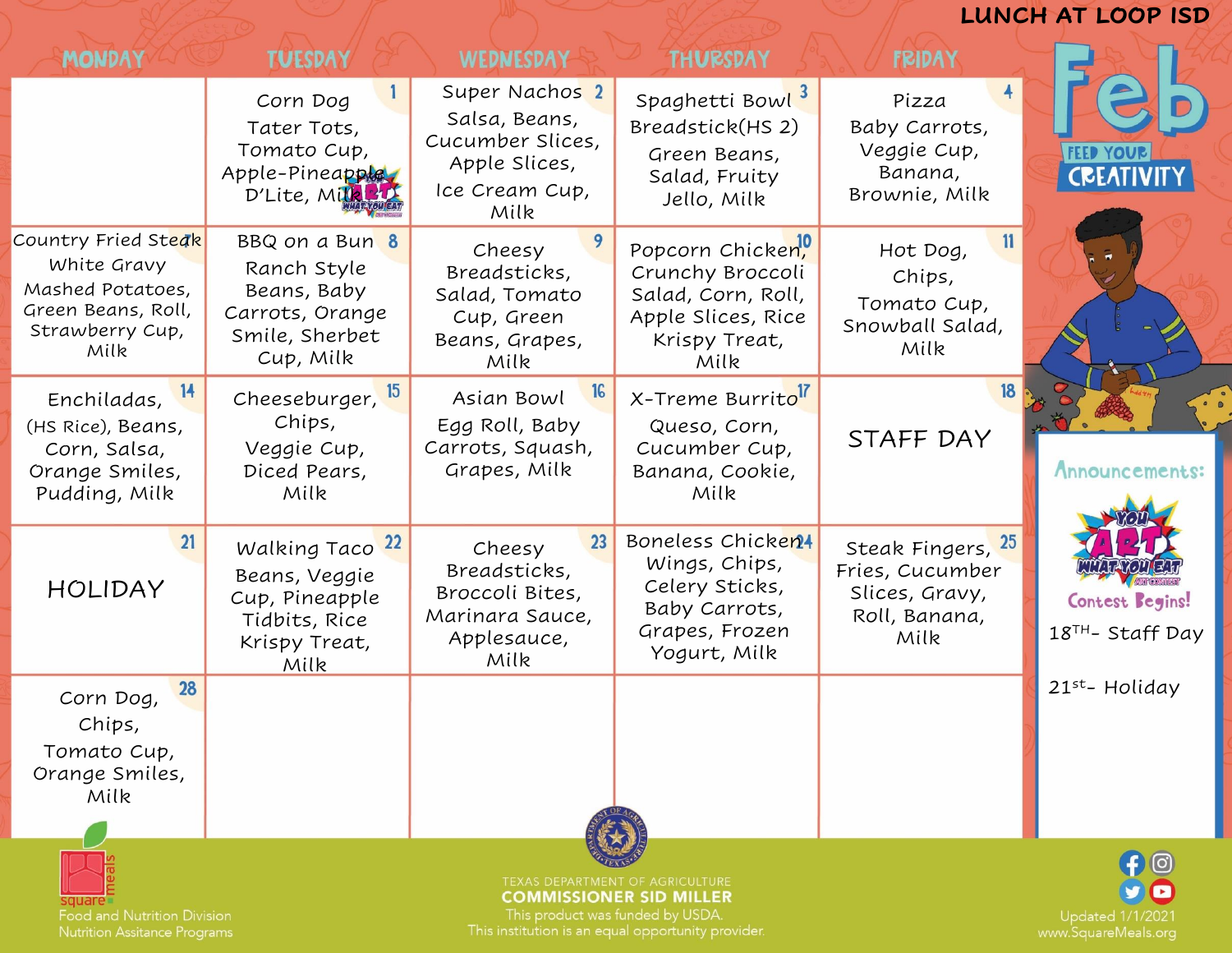# LUNCH AT LOOP ISD

## Feb

FEED YOUR CREATIVITY

| MONDAY | TUESDAY | WEDNESDAY | THURSDAY | FRIDAY |
|---|---|---|---|---|
| | 1 Corn Dog Tater Tots, Tomato Cup, Apple-Pineapple D'Lite, Milk | 2 Super Nachos Salsa, Beans, Cucumber Slices, Apple Slices, Ice Cream Cup, Milk | 3 Spaghetti Bowl Breadstick(HS 2) Green Beans, Salad, Fruity Jello, Milk | 4 Pizza Baby Carrots, Veggie Cup, Banana, Brownie, Milk |
| 7 Country Fried Steak White Gravy Mashed Potatoes, Green Beans, Roll, Strawberry Cup, Milk | 8 BBQ on a Bun Ranch Style Beans, Baby Carrots, Orange Smile, Sherbet Cup, Milk | 9 Cheesy Breadsticks, Salad, Tomato Cup, Green Beans, Grapes, Milk | 10 Popcorn Chicken, Crunchy Broccoli Salad, Corn, Roll, Apple Slices, Rice Krispy Treat, Milk | 11 Hot Dog, Chips, Tomato Cup, Snowball Salad, Milk |
| 14 Enchiladas, (HS Rice), Beans, Corn, Salsa, Orange Smiles, Pudding, Milk | 15 Cheeseburger, Chips, Veggie Cup, Diced Pears, Milk | 16 Asian Bowl Egg Roll, Baby Carrots, Squash, Grapes, Milk | 17 X-Treme Burrito Queso, Corn, Cucumber Cup, Banana, Cookie, Milk | 18 STAFF DAY |
| 21 HOLIDAY | 22 Walking Taco Beans, Veggie Cup, Pineapple Tidbits, Rice Krispy Treat, Milk | 23 Cheesy Breadsticks, Broccoli Bites, Marinara Sauce, Applesauce, Milk | 24 Boneless Chicken Wings, Chips, Celery Sticks, Baby Carrots, Grapes, Frozen Yogurt, Milk | 25 Steak Fingers, Fries, Cucumber Slices, Gravy, Roll, Banana, Milk |
| 28 Corn Dog, Chips, Tomato Cup, Orange Smiles, Milk | | | | |

### Announcements:

YOU ART WHAT YOU EAT ART CONTEST

Contest Begins!

18TH- Staff Day

21st- Holiday

square meals
Food and Nutrition Division
Nutrition Assitance Programs

TEXAS DEPARTMENT OF AGRICULTURE
COMMISSIONER SID MILLER
This product was funded by USDA.
This institution is an equal opportunity provider.

Updated 1/1/2021
www.SquareMeals.org